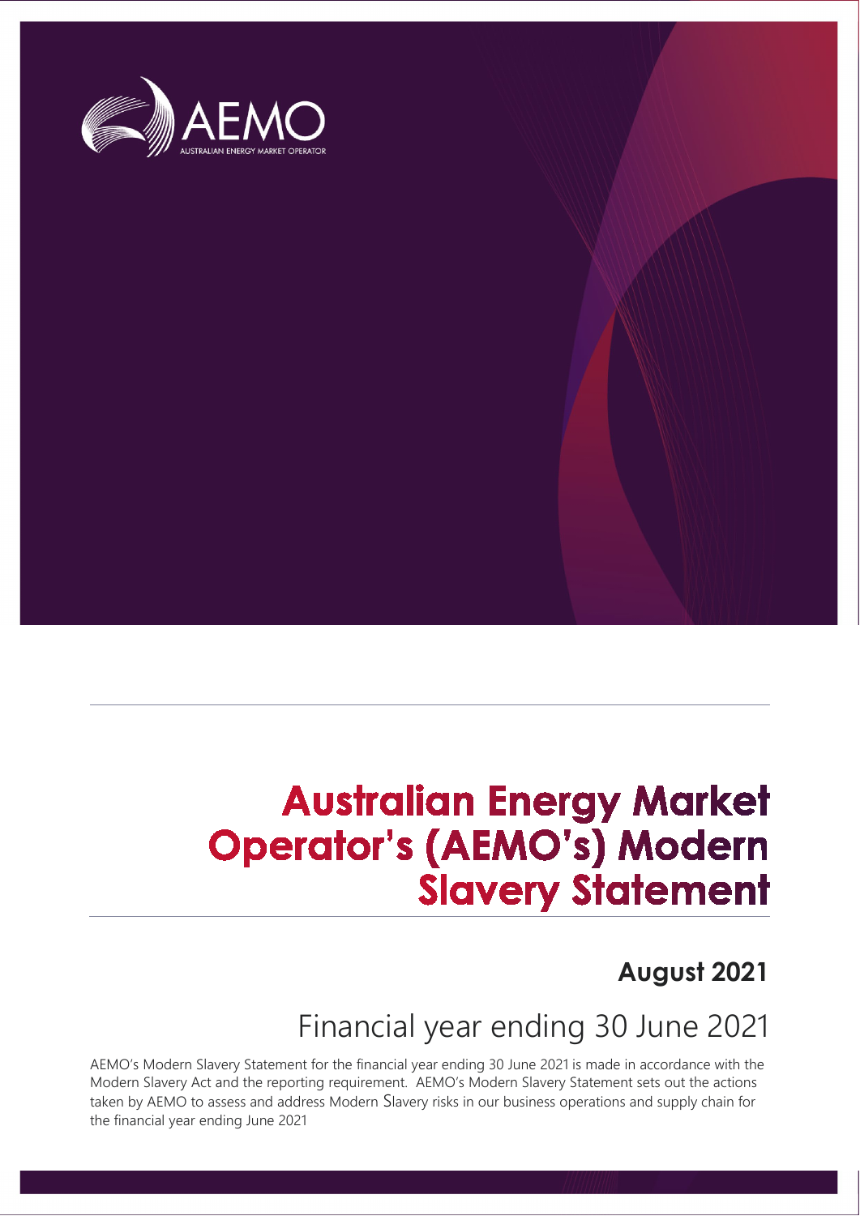AEMO

AUSTRALIAN ENERGY MARKET OPERATOR

# Australian Energy Market Operator's (AEMO's) Modern Slavery Statement

## August 2021

## Financial year ending 30 June 2021

AEMO's Modern Slavery Statement for the financial year ending 30 June 2021 is made in accordance with the Modern Slavery Act and the reporting requirement. AEMO's Modern Slavery Statement sets out the actions taken by AEMO to assess and address Modern Slavery risks in our business operations and supply chain for the financial year ending June 2021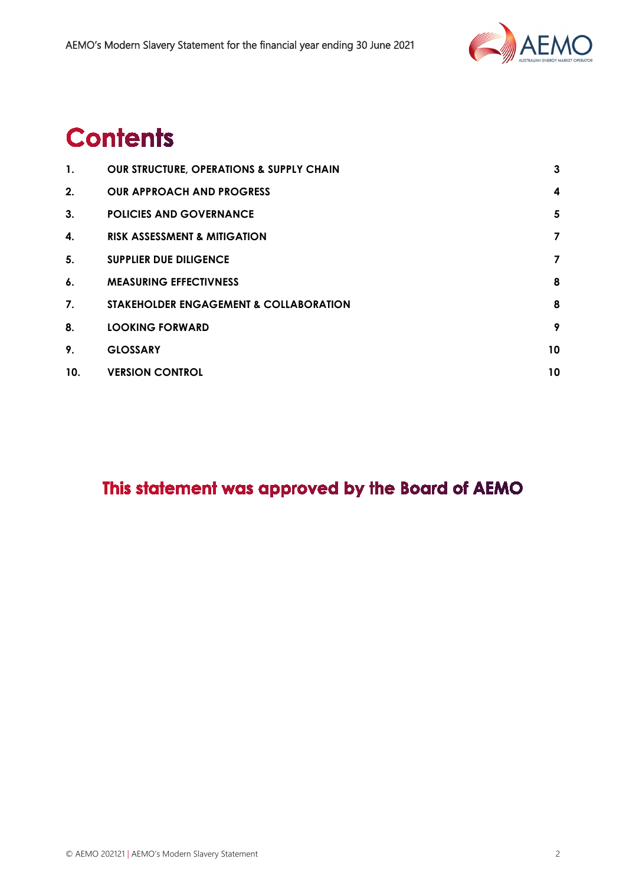# Contents

| | | |
|---|---|---|
| 1. | OUR STRUCTURE, OPERATIONS & SUPPLY CHAIN | 3 |
| 2. | OUR APPROACH AND PROGRESS | 4 |
| 3. | POLICIES AND GOVERNANCE | 5 |
| 4. | RISK ASSESSMENT & MITIGATION | 7 |
| 5. | SUPPLIER DUE DILIGENCE | 7 |
| 6. | MEASURING EFFECTIVNESS | 8 |
| 7. | STAKEHOLDER ENGAGEMENT & COLLABORATION | 8 |
| 8. | LOOKING FORWARD | 9 |
| 9. | GLOSSARY | 10 |
| 10. | VERSION CONTROL | 10 |

**This statement was approved by the Board of AEMO**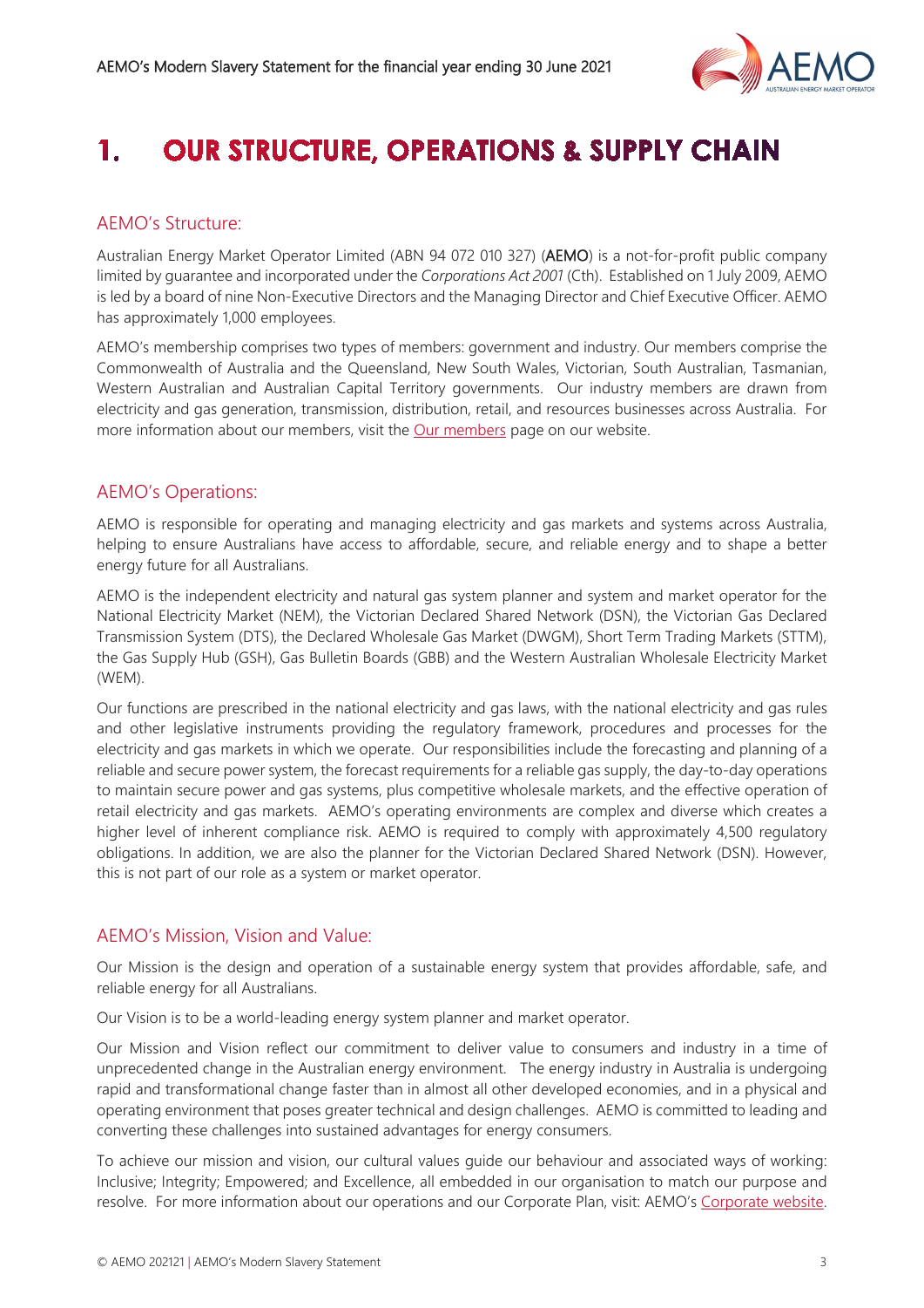# 1. OUR STRUCTURE, OPERATIONS & SUPPLY CHAIN

## AEMO's Structure:

Australian Energy Market Operator Limited (ABN 94 072 010 327) (**AEMO**) is a not-for-profit public company limited by guarantee and incorporated under the *Corporations Act 2001* (Cth). Established on 1 July 2009, AEMO is led by a board of nine Non-Executive Directors and the Managing Director and Chief Executive Officer. AEMO has approximately 1,000 employees.

AEMO's membership comprises two types of members: government and industry. Our members comprise the Commonwealth of Australia and the Queensland, New South Wales, Victorian, South Australian, Tasmanian, Western Australian and Australian Capital Territory governments. Our industry members are drawn from electricity and gas generation, transmission, distribution, retail, and resources businesses across Australia. For more information about our members, visit the Our members page on our website.

## AEMO's Operations:

AEMO is responsible for operating and managing electricity and gas markets and systems across Australia, helping to ensure Australians have access to affordable, secure, and reliable energy and to shape a better energy future for all Australians.

AEMO is the independent electricity and natural gas system planner and system and market operator for the National Electricity Market (NEM), the Victorian Declared Shared Network (DSN), the Victorian Gas Declared Transmission System (DTS), the Declared Wholesale Gas Market (DWGM), Short Term Trading Markets (STTM), the Gas Supply Hub (GSH), Gas Bulletin Boards (GBB) and the Western Australian Wholesale Electricity Market (WEM).

Our functions are prescribed in the national electricity and gas laws, with the national electricity and gas rules and other legislative instruments providing the regulatory framework, procedures and processes for the electricity and gas markets in which we operate. Our responsibilities include the forecasting and planning of a reliable and secure power system, the forecast requirements for a reliable gas supply, the day-to-day operations to maintain secure power and gas systems, plus competitive wholesale markets, and the effective operation of retail electricity and gas markets. AEMO's operating environments are complex and diverse which creates a higher level of inherent compliance risk. AEMO is required to comply with approximately 4,500 regulatory obligations. In addition, we are also the planner for the Victorian Declared Shared Network (DSN). However, this is not part of our role as a system or market operator.

## AEMO's Mission, Vision and Value:

Our Mission is the design and operation of a sustainable energy system that provides affordable, safe, and reliable energy for all Australians.

Our Vision is to be a world-leading energy system planner and market operator.

Our Mission and Vision reflect our commitment to deliver value to consumers and industry in a time of unprecedented change in the Australian energy environment. The energy industry in Australia is undergoing rapid and transformational change faster than in almost all other developed economies, and in a physical and operating environment that poses greater technical and design challenges. AEMO is committed to leading and converting these challenges into sustained advantages for energy consumers.

To achieve our mission and vision, our cultural values guide our behaviour and associated ways of working: Inclusive; Integrity; Empowered; and Excellence, all embedded in our organisation to match our purpose and resolve. For more information about our operations and our Corporate Plan, visit: AEMO's Corporate website.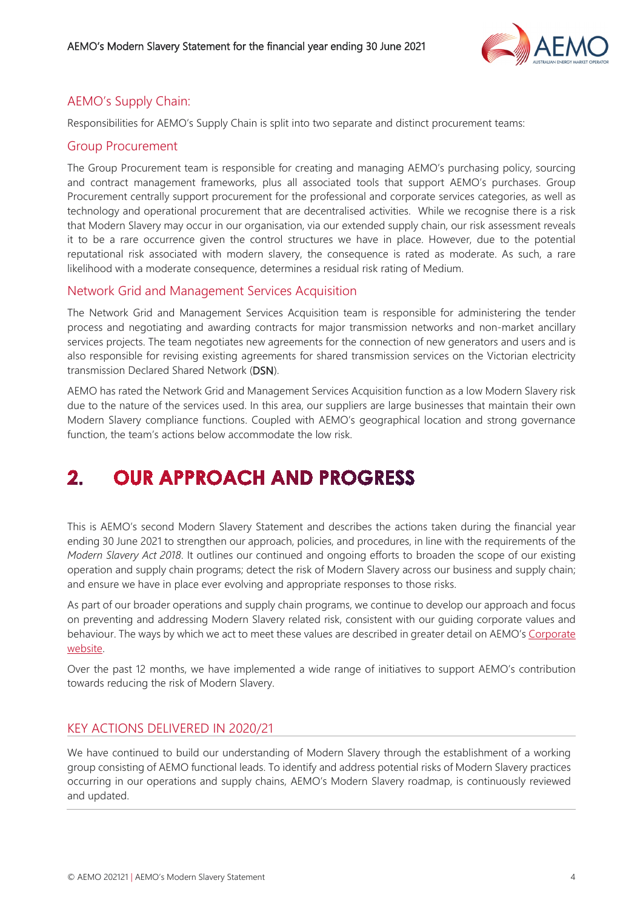## AEMO's Supply Chain:

Responsibilities for AEMO's Supply Chain is split into two separate and distinct procurement teams:

### Group Procurement

The Group Procurement team is responsible for creating and managing AEMO's purchasing policy, sourcing and contract management frameworks, plus all associated tools that support AEMO's purchases. Group Procurement centrally support procurement for the professional and corporate services categories, as well as technology and operational procurement that are decentralised activities. While we recognise there is a risk that Modern Slavery may occur in our organisation, via our extended supply chain, our risk assessment reveals it to be a rare occurrence given the control structures we have in place. However, due to the potential reputational risk associated with modern slavery, the consequence is rated as moderate. As such, a rare likelihood with a moderate consequence, determines a residual risk rating of Medium.

### Network Grid and Management Services Acquisition

The Network Grid and Management Services Acquisition team is responsible for administering the tender process and negotiating and awarding contracts for major transmission networks and non-market ancillary services projects. The team negotiates new agreements for the connection of new generators and users and is also responsible for revising existing agreements for shared transmission services on the Victorian electricity transmission Declared Shared Network (**DSN**).

AEMO has rated the Network Grid and Management Services Acquisition function as a low Modern Slavery risk due to the nature of the services used. In this area, our suppliers are large businesses that maintain their own Modern Slavery compliance functions. Coupled with AEMO's geographical location and strong governance function, the team's actions below accommodate the low risk.

# 2. OUR APPROACH AND PROGRESS

This is AEMO's second Modern Slavery Statement and describes the actions taken during the financial year ending 30 June 2021 to strengthen our approach, policies, and procedures, in line with the requirements of the *Modern Slavery Act 2018*. It outlines our continued and ongoing efforts to broaden the scope of our existing operation and supply chain programs; detect the risk of Modern Slavery across our business and supply chain; and ensure we have in place ever evolving and appropriate responses to those risks.

As part of our broader operations and supply chain programs, we continue to develop our approach and focus on preventing and addressing Modern Slavery related risk, consistent with our guiding corporate values and behaviour. The ways by which we act to meet these values are described in greater detail on AEMO's Corporate website.

Over the past 12 months, we have implemented a wide range of initiatives to support AEMO's contribution towards reducing the risk of Modern Slavery.

## KEY ACTIONS DELIVERED IN 2020/21

We have continued to build our understanding of Modern Slavery through the establishment of a working group consisting of AEMO functional leads. To identify and address potential risks of Modern Slavery practices occurring in our operations and supply chains, AEMO's Modern Slavery roadmap, is continuously reviewed and updated.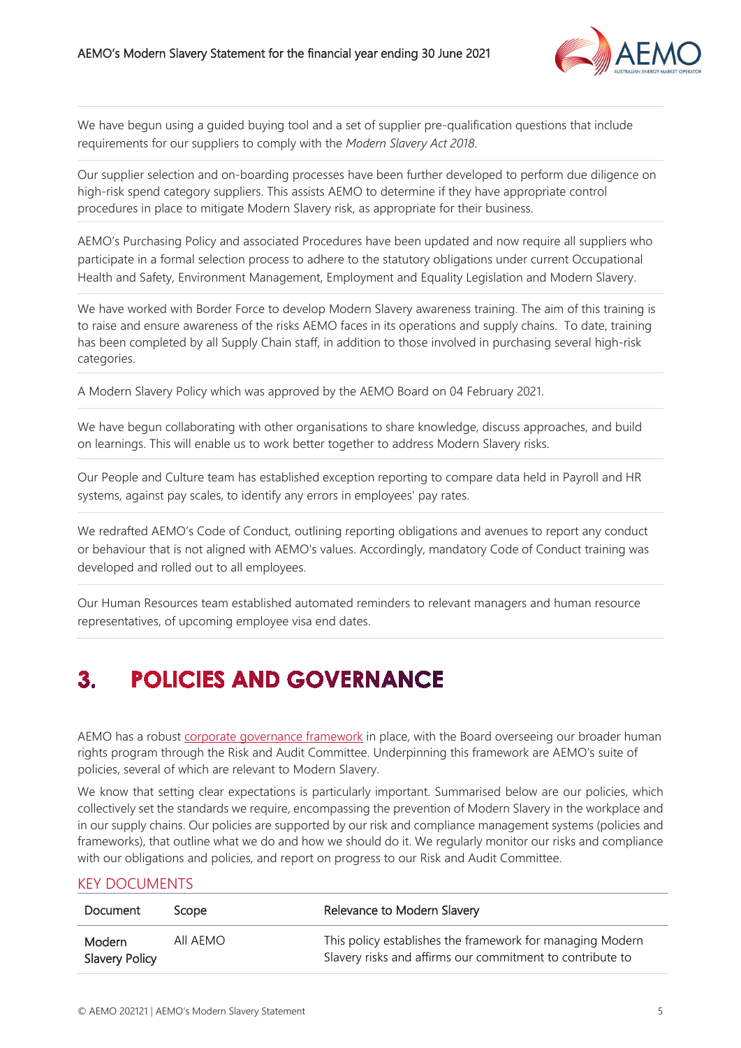We have begun using a guided buying tool and a set of supplier pre-qualification questions that include requirements for our suppliers to comply with the *Modern Slavery Act 2018*.

Our supplier selection and on-boarding processes have been further developed to perform due diligence on high-risk spend category suppliers. This assists AEMO to determine if they have appropriate control procedures in place to mitigate Modern Slavery risk, as appropriate for their business.

AEMO's Purchasing Policy and associated Procedures have been updated and now require all suppliers who participate in a formal selection process to adhere to the statutory obligations under current Occupational Health and Safety, Environment Management, Employment and Equality Legislation and Modern Slavery.

We have worked with Border Force to develop Modern Slavery awareness training. The aim of this training is to raise and ensure awareness of the risks AEMO faces in its operations and supply chains. To date, training has been completed by all Supply Chain staff, in addition to those involved in purchasing several high-risk categories.

A Modern Slavery Policy which was approved by the AEMO Board on 04 February 2021.

We have begun collaborating with other organisations to share knowledge, discuss approaches, and build on learnings. This will enable us to work better together to address Modern Slavery risks.

Our People and Culture team has established exception reporting to compare data held in Payroll and HR systems, against pay scales, to identify any errors in employees' pay rates.

We redrafted AEMO's Code of Conduct, outlining reporting obligations and avenues to report any conduct or behaviour that is not aligned with AEMO's values. Accordingly, mandatory Code of Conduct training was developed and rolled out to all employees.

Our Human Resources team established automated reminders to relevant managers and human resource representatives, of upcoming employee visa end dates.

# 3. POLICIES AND GOVERNANCE

AEMO has a robust corporate governance framework in place, with the Board overseeing our broader human rights program through the Risk and Audit Committee. Underpinning this framework are AEMO's suite of policies, several of which are relevant to Modern Slavery.

We know that setting clear expectations is particularly important. Summarised below are our policies, which collectively set the standards we require, encompassing the prevention of Modern Slavery in the workplace and in our supply chains. Our policies are supported by our risk and compliance management systems (policies and frameworks), that outline what we do and how we should do it. We regularly monitor our risks and compliance with our obligations and policies, and report on progress to our Risk and Audit Committee.

## KEY DOCUMENTS

| Document | Scope | Relevance to Modern Slavery |
|---|---|---|
| Modern Slavery Policy | All AEMO | This policy establishes the framework for managing Modern Slavery risks and affirms our commitment to contribute to |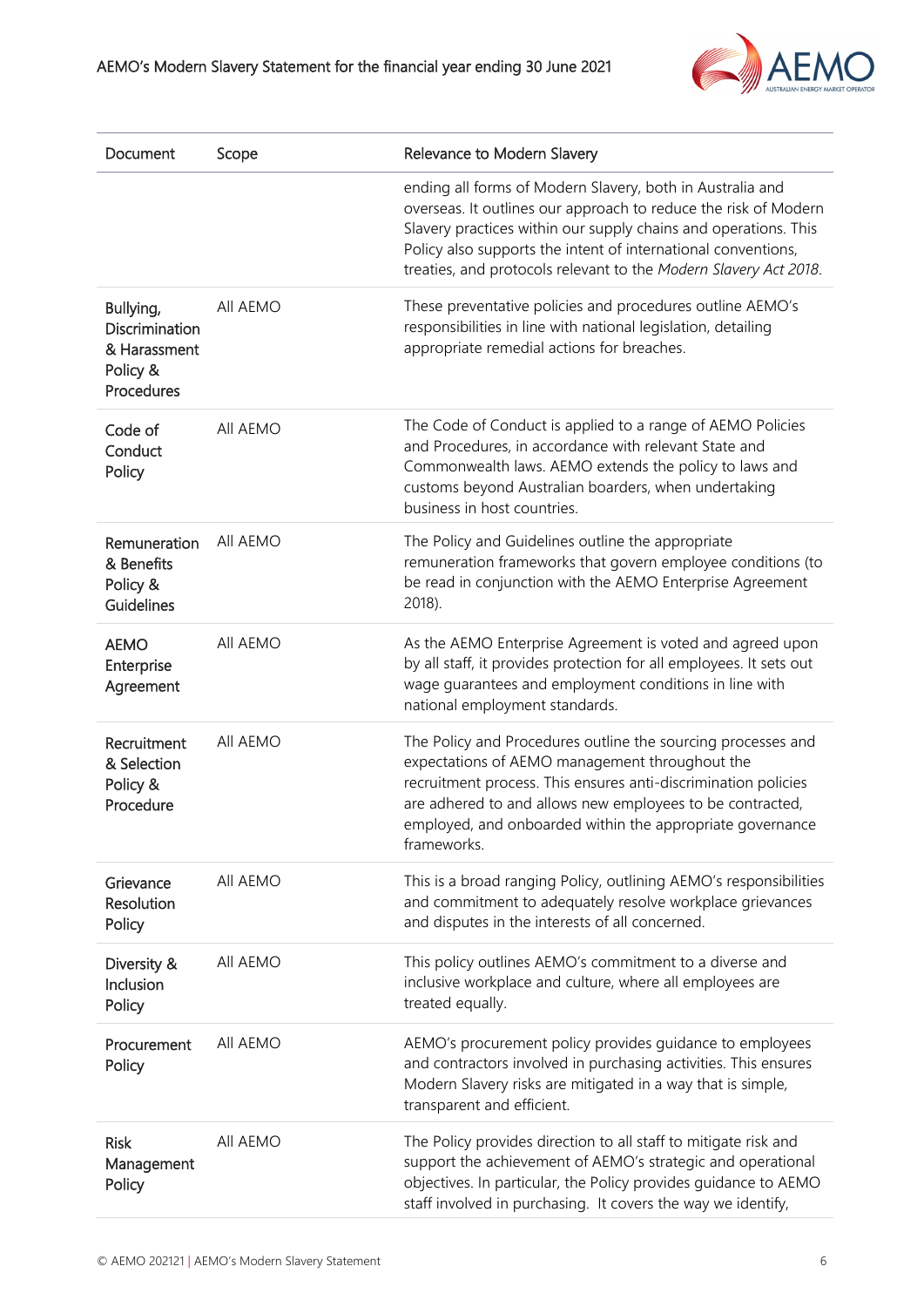| Document | Scope | Relevance to Modern Slavery |
|---|---|---|
| | | ending all forms of Modern Slavery, both in Australia and overseas. It outlines our approach to reduce the risk of Modern Slavery practices within our supply chains and operations. This Policy also supports the intent of international conventions, treaties, and protocols relevant to the *Modern Slavery Act 2018*. |
| Bullying, Discrimination & Harassment Policy & Procedures | All AEMO | These preventative policies and procedures outline AEMO's responsibilities in line with national legislation, detailing appropriate remedial actions for breaches. |
| Code of Conduct Policy | All AEMO | The Code of Conduct is applied to a range of AEMO Policies and Procedures, in accordance with relevant State and Commonwealth laws. AEMO extends the policy to laws and customs beyond Australian boarders, when undertaking business in host countries. |
| Remuneration & Benefits Policy & Guidelines | All AEMO | The Policy and Guidelines outline the appropriate remuneration frameworks that govern employee conditions (to be read in conjunction with the AEMO Enterprise Agreement 2018). |
| AEMO Enterprise Agreement | All AEMO | As the AEMO Enterprise Agreement is voted and agreed upon by all staff, it provides protection for all employees. It sets out wage guarantees and employment conditions in line with national employment standards. |
| Recruitment & Selection Policy & Procedure | All AEMO | The Policy and Procedures outline the sourcing processes and expectations of AEMO management throughout the recruitment process. This ensures anti-discrimination policies are adhered to and allows new employees to be contracted, employed, and onboarded within the appropriate governance frameworks. |
| Grievance Resolution Policy | All AEMO | This is a broad ranging Policy, outlining AEMO's responsibilities and commitment to adequately resolve workplace grievances and disputes in the interests of all concerned. |
| Diversity & Inclusion Policy | All AEMO | This policy outlines AEMO's commitment to a diverse and inclusive workplace and culture, where all employees are treated equally. |
| Procurement Policy | All AEMO | AEMO's procurement policy provides guidance to employees and contractors involved in purchasing activities. This ensures Modern Slavery risks are mitigated in a way that is simple, transparent and efficient. |
| Risk Management Policy | All AEMO | The Policy provides direction to all staff to mitigate risk and support the achievement of AEMO's strategic and operational objectives. In particular, the Policy provides guidance to AEMO staff involved in purchasing. It covers the way we identify, |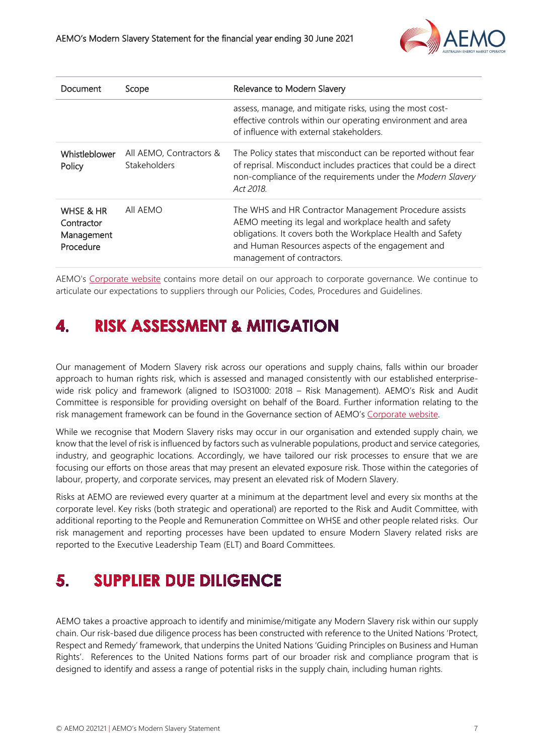| Document | Scope | Relevance to Modern Slavery |
|---|---|---|
| | | assess, manage, and mitigate risks, using the most cost-effective controls within our operating environment and area of influence with external stakeholders. |
| Whistleblower Policy | All AEMO, Contractors & Stakeholders | The Policy states that misconduct can be reported without fear of reprisal. Misconduct includes practices that could be a direct non-compliance of the requirements under the *Modern Slavery Act 2018.* |
| WHSE & HR Contractor Management Procedure | All AEMO | The WHS and HR Contractor Management Procedure assists AEMO meeting its legal and workplace health and safety obligations. It covers both the Workplace Health and Safety and Human Resources aspects of the engagement and management of contractors. |

AEMO's Corporate website contains more detail on our approach to corporate governance. We continue to articulate our expectations to suppliers through our Policies, Codes, Procedures and Guidelines.

# 4. RISK ASSESSMENT & MITIGATION

Our management of Modern Slavery risk across our operations and supply chains, falls within our broader approach to human rights risk, which is assessed and managed consistently with our established enterprise-wide risk policy and framework (aligned to ISO31000: 2018 – Risk Management). AEMO's Risk and Audit Committee is responsible for providing oversight on behalf of the Board. Further information relating to the risk management framework can be found in the Governance section of AEMO's Corporate website.

While we recognise that Modern Slavery risks may occur in our organisation and extended supply chain, we know that the level of risk is influenced by factors such as vulnerable populations, product and service categories, industry, and geographic locations. Accordingly, we have tailored our risk processes to ensure that we are focusing our efforts on those areas that may present an elevated exposure risk. Those within the categories of labour, property, and corporate services, may present an elevated risk of Modern Slavery.

Risks at AEMO are reviewed every quarter at a minimum at the department level and every six months at the corporate level. Key risks (both strategic and operational) are reported to the Risk and Audit Committee, with additional reporting to the People and Remuneration Committee on WHSE and other people related risks. Our risk management and reporting processes have been updated to ensure Modern Slavery related risks are reported to the Executive Leadership Team (ELT) and Board Committees.

# 5. SUPPLIER DUE DILIGENCE

AEMO takes a proactive approach to identify and minimise/mitigate any Modern Slavery risk within our supply chain. Our risk-based due diligence process has been constructed with reference to the United Nations 'Protect, Respect and Remedy' framework, that underpins the United Nations 'Guiding Principles on Business and Human Rights'. References to the United Nations forms part of our broader risk and compliance program that is designed to identify and assess a range of potential risks in the supply chain, including human rights.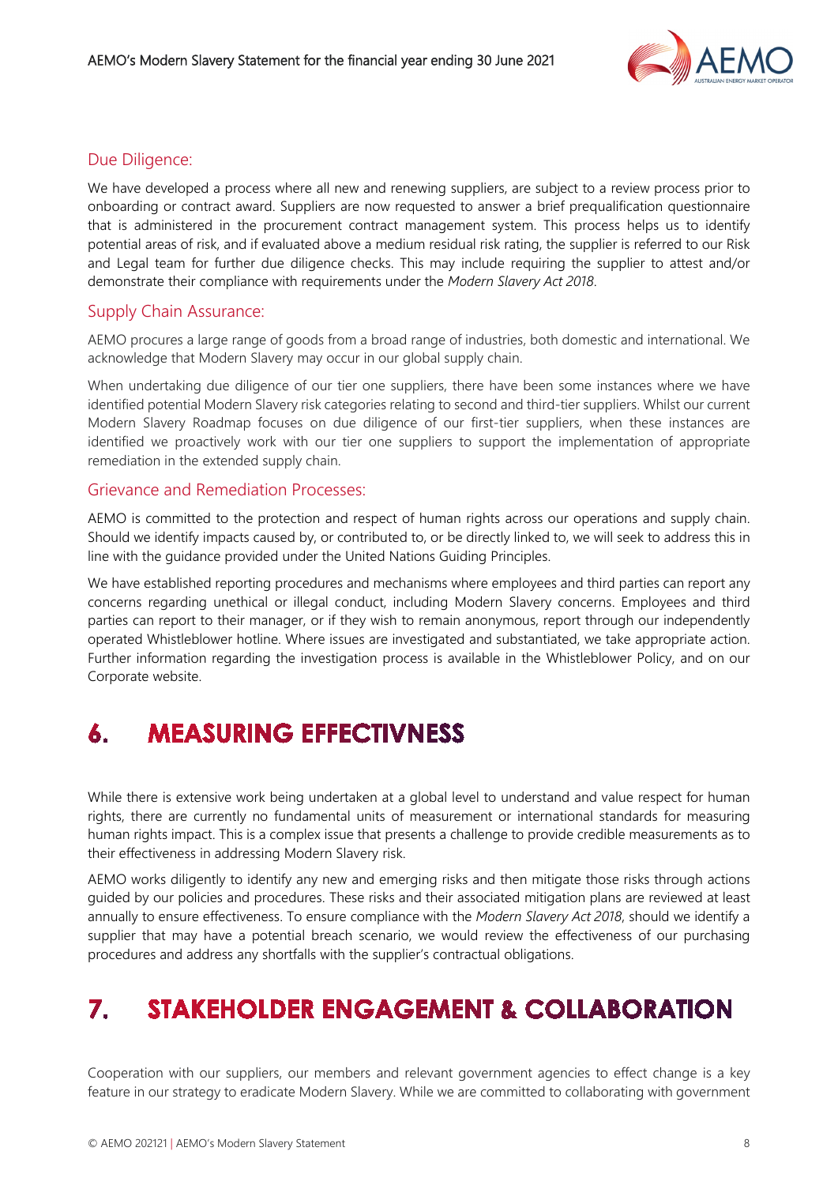### Due Diligence:

We have developed a process where all new and renewing suppliers, are subject to a review process prior to onboarding or contract award. Suppliers are now requested to answer a brief prequalification questionnaire that is administered in the procurement contract management system. This process helps us to identify potential areas of risk, and if evaluated above a medium residual risk rating, the supplier is referred to our Risk and Legal team for further due diligence checks. This may include requiring the supplier to attest and/or demonstrate their compliance with requirements under the *Modern Slavery Act 2018*.

### Supply Chain Assurance:

AEMO procures a large range of goods from a broad range of industries, both domestic and international. We acknowledge that Modern Slavery may occur in our global supply chain.

When undertaking due diligence of our tier one suppliers, there have been some instances where we have identified potential Modern Slavery risk categories relating to second and third-tier suppliers. Whilst our current Modern Slavery Roadmap focuses on due diligence of our first-tier suppliers, when these instances are identified we proactively work with our tier one suppliers to support the implementation of appropriate remediation in the extended supply chain.

### Grievance and Remediation Processes:

AEMO is committed to the protection and respect of human rights across our operations and supply chain. Should we identify impacts caused by, or contributed to, or be directly linked to, we will seek to address this in line with the guidance provided under the United Nations Guiding Principles.

We have established reporting procedures and mechanisms where employees and third parties can report any concerns regarding unethical or illegal conduct, including Modern Slavery concerns. Employees and third parties can report to their manager, or if they wish to remain anonymous, report through our independently operated Whistleblower hotline. Where issues are investigated and substantiated, we take appropriate action. Further information regarding the investigation process is available in the Whistleblower Policy, and on our Corporate website.

# 6. MEASURING EFFECTIVNESS

While there is extensive work being undertaken at a global level to understand and value respect for human rights, there are currently no fundamental units of measurement or international standards for measuring human rights impact. This is a complex issue that presents a challenge to provide credible measurements as to their effectiveness in addressing Modern Slavery risk.

AEMO works diligently to identify any new and emerging risks and then mitigate those risks through actions guided by our policies and procedures. These risks and their associated mitigation plans are reviewed at least annually to ensure effectiveness. To ensure compliance with the *Modern Slavery Act 2018*, should we identify a supplier that may have a potential breach scenario, we would review the effectiveness of our purchasing procedures and address any shortfalls with the supplier's contractual obligations.

# 7. STAKEHOLDER ENGAGEMENT & COLLABORATION

Cooperation with our suppliers, our members and relevant government agencies to effect change is a key feature in our strategy to eradicate Modern Slavery. While we are committed to collaborating with government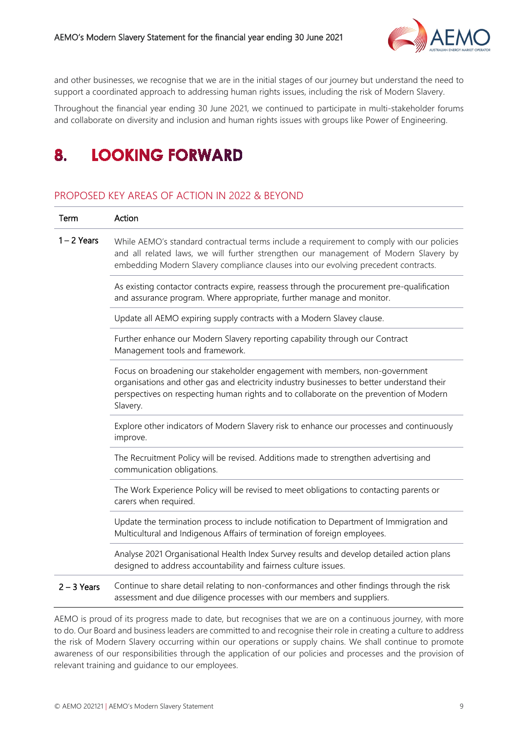and other businesses, we recognise that we are in the initial stages of our journey but understand the need to support a coordinated approach to addressing human rights issues, including the risk of Modern Slavery.

Throughout the financial year ending 30 June 2021, we continued to participate in multi-stakeholder forums and collaborate on diversity and inclusion and human rights issues with groups like Power of Engineering.

# 8. LOOKING FORWARD

## PROPOSED KEY AREAS OF ACTION IN 2022 & BEYOND

| Term | Action |
| --- | --- |
| 1 – 2 Years | While AEMO's standard contractual terms include a requirement to comply with our policies and all related laws, we will further strengthen our management of Modern Slavery by embedding Modern Slavery compliance clauses into our evolving precedent contracts. |
| | As existing contactor contracts expire, reassess through the procurement pre-qualification and assurance program. Where appropriate, further manage and monitor. |
| | Update all AEMO expiring supply contracts with a Modern Slavey clause. |
| | Further enhance our Modern Slavery reporting capability through our Contract Management tools and framework. |
| | Focus on broadening our stakeholder engagement with members, non-government organisations and other gas and electricity industry businesses to better understand their perspectives on respecting human rights and to collaborate on the prevention of Modern Slavery. |
| | Explore other indicators of Modern Slavery risk to enhance our processes and continuously improve. |
| | The Recruitment Policy will be revised. Additions made to strengthen advertising and communication obligations. |
| | The Work Experience Policy will be revised to meet obligations to contacting parents or carers when required. |
| | Update the termination process to include notification to Department of Immigration and Multicultural and Indigenous Affairs of termination of foreign employees. |
| | Analyse 2021 Organisational Health Index Survey results and develop detailed action plans designed to address accountability and fairness culture issues. |
| 2 – 3 Years | Continue to share detail relating to non-conformances and other findings through the risk assessment and due diligence processes with our members and suppliers. |

AEMO is proud of its progress made to date, but recognises that we are on a continuous journey, with more to do. Our Board and business leaders are committed to and recognise their role in creating a culture to address the risk of Modern Slavery occurring within our operations or supply chains. We shall continue to promote awareness of our responsibilities through the application of our policies and processes and the provision of relevant training and guidance to our employees.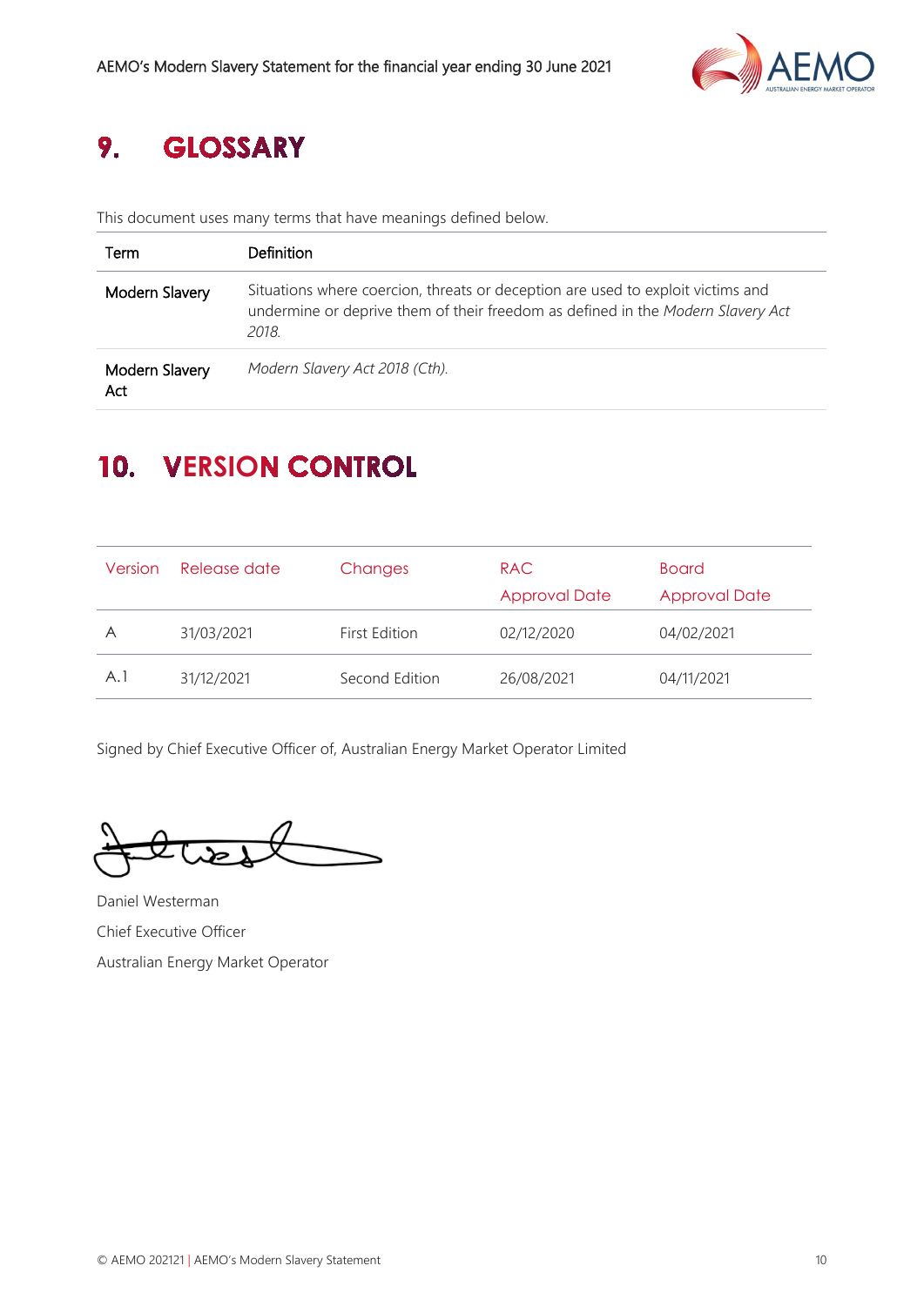# 9. GLOSSARY

This document uses many terms that have meanings defined below.

| Term | Definition |
|---|---|
| Modern Slavery | Situations where coercion, threats or deception are used to exploit victims and undermine or deprive them of their freedom as defined in the *Modern Slavery Act 2018*. |
| Modern Slavery Act | *Modern Slavery Act 2018 (Cth).* |

# 10. VERSION CONTROL

| Version | Release date | Changes | RAC Approval Date | Board Approval Date |
|---|---|---|---|---|
| A | 31/03/2021 | First Edition | 02/12/2020 | 04/02/2021 |
| A.1 | 31/12/2021 | Second Edition | 26/08/2021 | 04/11/2021 |

Signed by Chief Executive Officer of, Australian Energy Market Operator Limited

Daniel Westerman

Chief Executive Officer

Australian Energy Market Operator